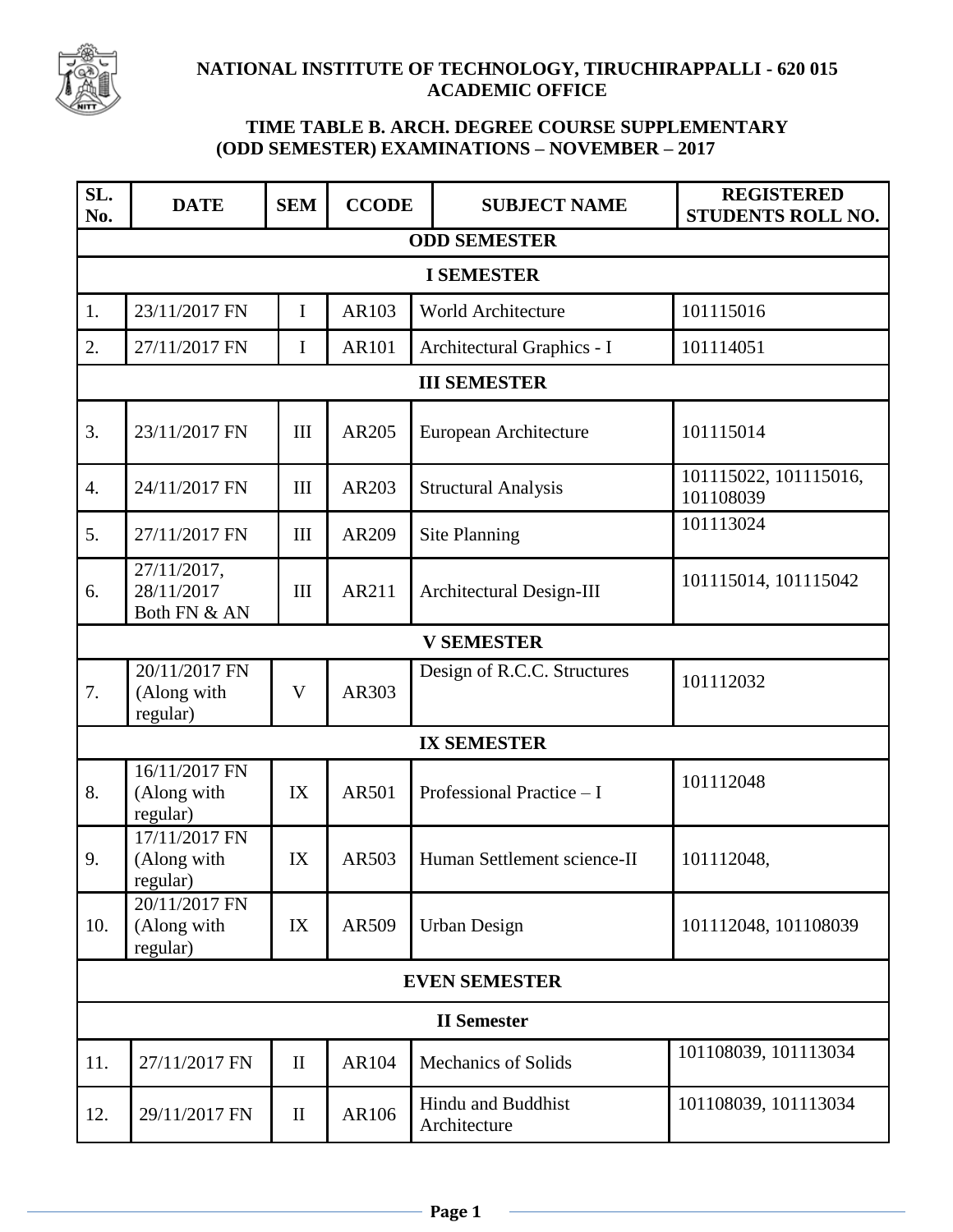**NATIONAL INSTITUTE OF TECHNOLOGY, TIRUCHIRAPPALLI - 620 015**
**ACADEMIC OFFICE**

## TIME TABLE B. ARCH. DEGREE COURSE SUPPLEMENTARY (ODD SEMESTER) EXAMINATIONS – NOVEMBER – 2017

| SL. No. | DATE | SEM | CCODE | SUBJECT NAME | REGISTERED STUDENTS ROLL NO. |
|---|---|---|---|---|---|
| **ODD SEMESTER** | | | | | |
| **I SEMESTER** | | | | | |
| 1. | 23/11/2017 FN | I | AR103 | World Architecture | 101115016 |
| 2. | 27/11/2017 FN | I | AR101 | Architectural Graphics - I | 101114051 |
| **III SEMESTER** | | | | | |
| 3. | 23/11/2017 FN | III | AR205 | European Architecture | 101115014 |
| 4. | 24/11/2017 FN | III | AR203 | Structural Analysis | 101115022, 101115016, 101108039 |
| 5. | 27/11/2017 FN | III | AR209 | Site Planning | 101113024 |
| 6. | 27/11/2017, 28/11/2017 Both FN & AN | III | AR211 | Architectural Design-III | 101115014, 101115042 |
| **V SEMESTER** | | | | | |
| 7. | 20/11/2017 FN (Along with regular) | V | AR303 | Design of R.C.C. Structures | 101112032 |
| **IX SEMESTER** | | | | | |
| 8. | 16/11/2017 FN (Along with regular) | IX | AR501 | Professional Practice – I | 101112048 |
| 9. | 17/11/2017 FN (Along with regular) | IX | AR503 | Human Settlement science-II | 101112048, |
| 10. | 20/11/2017 FN (Along with regular) | IX | AR509 | Urban Design | 101112048, 101108039 |
| **EVEN SEMESTER** | | | | | |
| **II Semester** | | | | | |
| 11. | 27/11/2017 FN | II | AR104 | Mechanics of Solids | 101108039, 101113034 |
| 12. | 29/11/2017 FN | II | AR106 | Hindu and Buddhist Architecture | 101108039, 101113034 |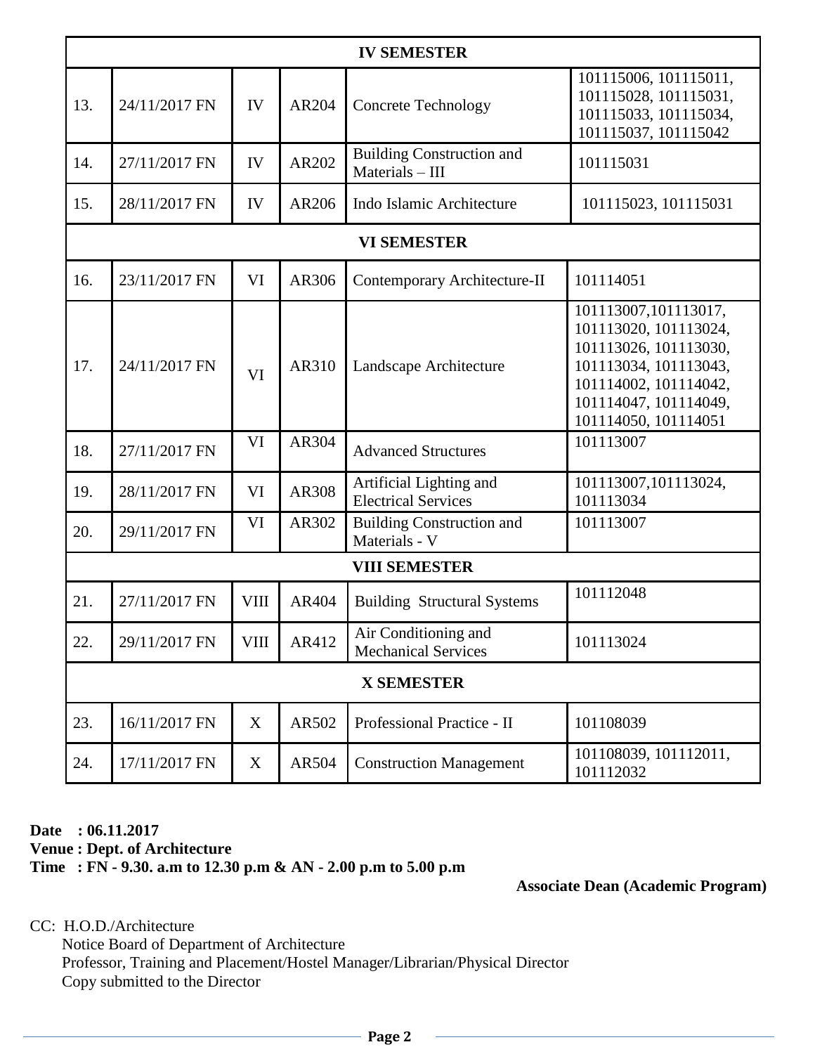| | | | | | |
|---|---|---|---|---|---|
| **IV SEMESTER** | | | | | |
| 13. | 24/11/2017 FN | IV | AR204 | Concrete Technology | 101115006, 101115011, 101115028, 101115031, 101115033, 101115034, 101115037, 101115042 |
| 14. | 27/11/2017 FN | IV | AR202 | Building Construction and Materials – III | 101115031 |
| 15. | 28/11/2017 FN | IV | AR206 | Indo Islamic Architecture | 101115023, 101115031 |
| **VI SEMESTER** | | | | | |
| 16. | 23/11/2017 FN | VI | AR306 | Contemporary Architecture-II | 101114051 |
| 17. | 24/11/2017 FN | VI | AR310 | Landscape Architecture | 101113007,101113017, 101113020, 101113024, 101113026, 101113030, 101113034, 101113043, 101114002, 101114042, 101114047, 101114049, 101114050, 101114051 |
| 18. | 27/11/2017 FN | VI | AR304 | Advanced Structures | 101113007 |
| 19. | 28/11/2017 FN | VI | AR308 | Artificial Lighting and Electrical Services | 101113007,101113024, 101113034 |
| 20. | 29/11/2017 FN | VI | AR302 | Building Construction and Materials - V | 101113007 |
| **VIII SEMESTER** | | | | | |
| 21. | 27/11/2017 FN | VIII | AR404 | Building Structural Systems | 101112048 |
| 22. | 29/11/2017 FN | VIII | AR412 | Air Conditioning and Mechanical Services | 101113024 |
| **X SEMESTER** | | | | | |
| 23. | 16/11/2017 FN | X | AR502 | Professional Practice - II | 101108039 |
| 24. | 17/11/2017 FN | X | AR504 | Construction Management | 101108039, 101112011, 101112032 |

**Date : 06.11.2017**
**Venue : Dept. of Architecture**
**Time : FN - 9.30. a.m to 12.30 p.m & AN - 2.00 p.m to 5.00 p.m**

**Associate Dean (Academic Program)**

CC: H.O.D./Architecture
Notice Board of Department of Architecture
Professor, Training and Placement/Hostel Manager/Librarian/Physical Director
Copy submitted to the Director